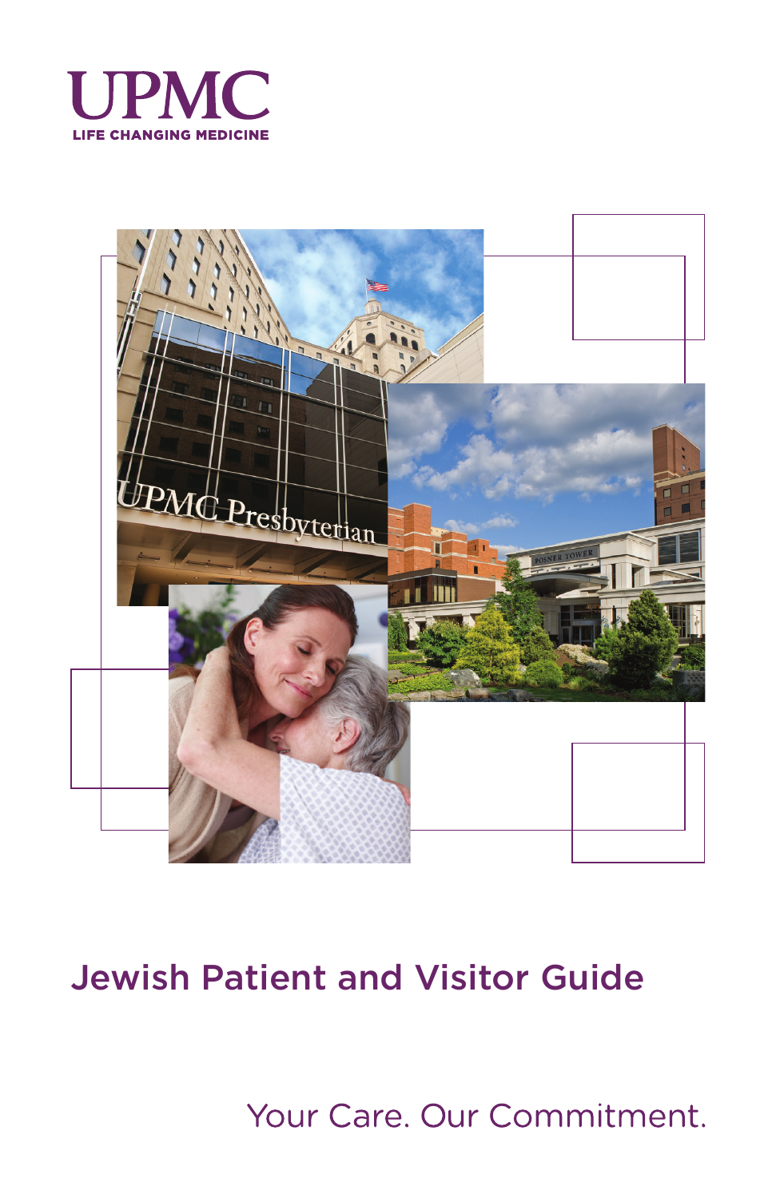UPMC

LIFE CHANGING MEDICINE

# Jewish Patient and Visitor Guide

Your Care. Our Commitment.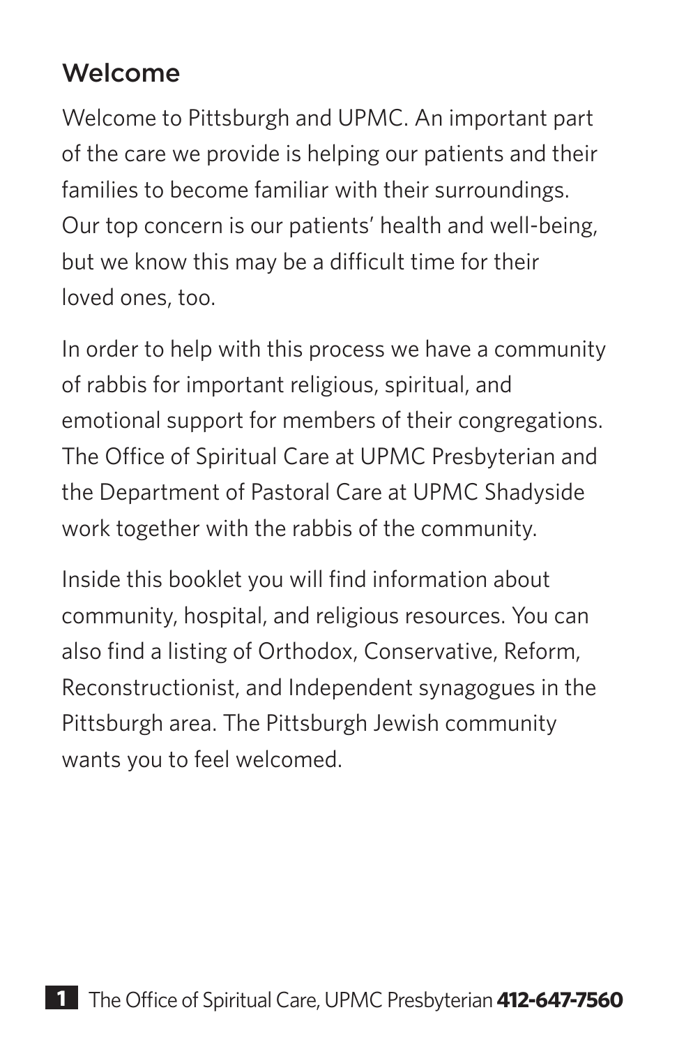## Welcome

Welcome to Pittsburgh and UPMC. An important part of the care we provide is helping our patients and their families to become familiar with their surroundings. Our top concern is our patients' health and well-being, but we know this may be a difficult time for their loved ones, too.

In order to help with this process we have a community of rabbis for important religious, spiritual, and emotional support for members of their congregations. The Office of Spiritual Care at UPMC Presbyterian and the Department of Pastoral Care at UPMC Shadyside work together with the rabbis of the community.

Inside this booklet you will find information about community, hospital, and religious resources. You can also find a listing of Orthodox, Conservative, Reform, Reconstructionist, and Independent synagogues in the Pittsburgh area. The Pittsburgh Jewish community wants you to feel welcomed.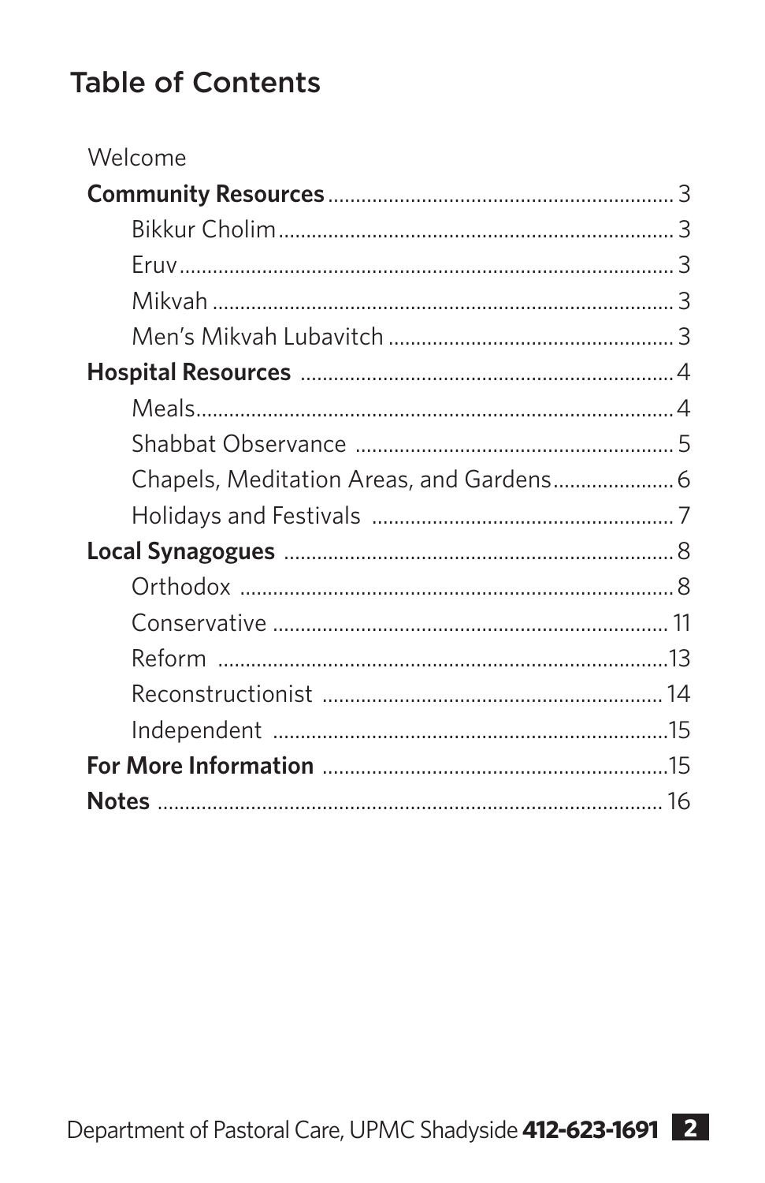## Table of Contents

Welcome

**Community Resources** ... 3

- Bikkur Cholim ... 3
- Eruv ... 3
- Mikvah ... 3
- Men's Mikvah Lubavitch ... 3

**Hospital Resources** ... 4

- Meals ... 4
- Shabbat Observance ... 5
- Chapels, Meditation Areas, and Gardens ... 6
- Holidays and Festivals ... 7

**Local Synagogues** ... 8

- Orthodox ... 8
- Conservative ... 11
- Reform ... 13
- Reconstructionist ... 14
- Independent ... 15

**For More Information** ... 15

**Notes** ... 16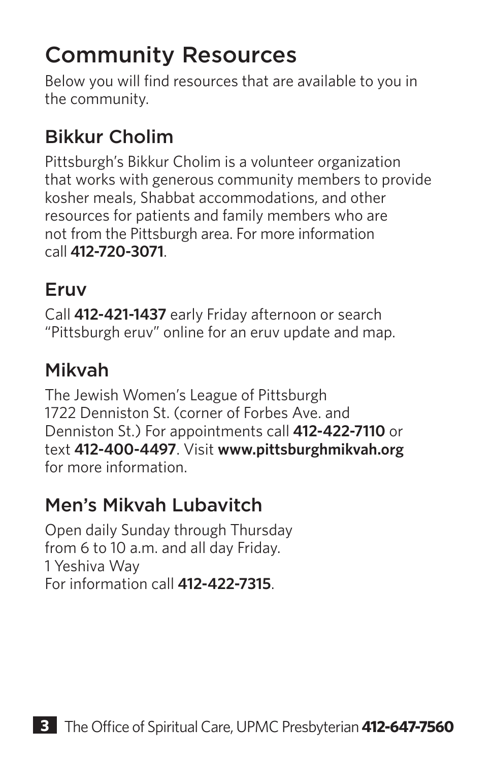# Community Resources

Below you will find resources that are available to you in the community.

## Bikkur Cholim

Pittsburgh's Bikkur Cholim is a volunteer organization that works with generous community members to provide kosher meals, Shabbat accommodations, and other resources for patients and family members who are not from the Pittsburgh area. For more information call **412-720-3071**.

## Eruv

Call **412-421-1437** early Friday afternoon or search "Pittsburgh eruv" online for an eruv update and map.

## Mikvah

The Jewish Women's League of Pittsburgh
1722 Denniston St. (corner of Forbes Ave. and Denniston St.) For appointments call **412-422-7110** or text **412-400-4497**. Visit **www.pittsburghmikvah.org** for more information.

## Men's Mikvah Lubavitch

Open daily Sunday through Thursday from 6 to 10 a.m. and all day Friday.
1 Yeshiva Way
For information call **412-422-7315**.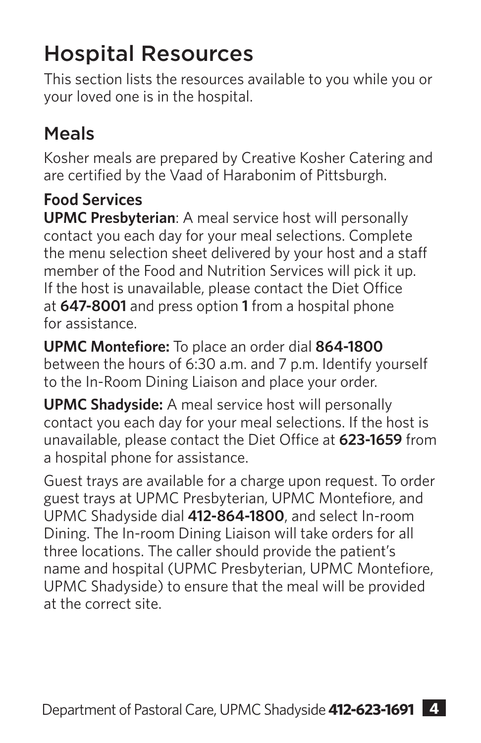# Hospital Resources

This section lists the resources available to you while you or your loved one is in the hospital.

## Meals

Kosher meals are prepared by Creative Kosher Catering and are certified by the Vaad of Harabonim of Pittsburgh.

### Food Services

**UPMC Presbyterian**: A meal service host will personally contact you each day for your meal selections. Complete the menu selection sheet delivered by your host and a staff member of the Food and Nutrition Services will pick it up. If the host is unavailable, please contact the Diet Office at **647-8001** and press option **1** from a hospital phone for assistance.

**UPMC Montefiore:** To place an order dial **864-1800** between the hours of 6:30 a.m. and 7 p.m. Identify yourself to the In-Room Dining Liaison and place your order.

**UPMC Shadyside:** A meal service host will personally contact you each day for your meal selections. If the host is unavailable, please contact the Diet Office at **623-1659** from a hospital phone for assistance.

Guest trays are available for a charge upon request. To order guest trays at UPMC Presbyterian, UPMC Montefiore, and UPMC Shadyside dial **412-864-1800**, and select In-room Dining. The In-room Dining Liaison will take orders for all three locations. The caller should provide the patient's name and hospital (UPMC Presbyterian, UPMC Montefiore, UPMC Shadyside) to ensure that the meal will be provided at the correct site.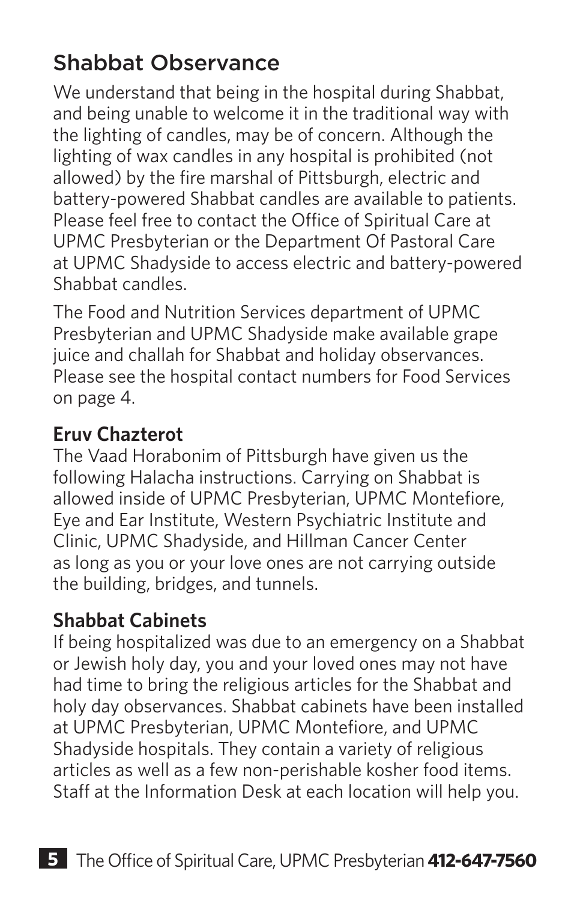## Shabbat Observance

We understand that being in the hospital during Shabbat, and being unable to welcome it in the traditional way with the lighting of candles, may be of concern. Although the lighting of wax candles in any hospital is prohibited (not allowed) by the fire marshal of Pittsburgh, electric and battery-powered Shabbat candles are available to patients. Please feel free to contact the Office of Spiritual Care at UPMC Presbyterian or the Department Of Pastoral Care at UPMC Shadyside to access electric and battery-powered Shabbat candles.

The Food and Nutrition Services department of UPMC Presbyterian and UPMC Shadyside make available grape juice and challah for Shabbat and holiday observances. Please see the hospital contact numbers for Food Services on page 4.

### Eruv Chazterot

The Vaad Horabonim of Pittsburgh have given us the following Halacha instructions. Carrying on Shabbat is allowed inside of UPMC Presbyterian, UPMC Montefiore, Eye and Ear Institute, Western Psychiatric Institute and Clinic, UPMC Shadyside, and Hillman Cancer Center as long as you or your love ones are not carrying outside the building, bridges, and tunnels.

### Shabbat Cabinets

If being hospitalized was due to an emergency on a Shabbat or Jewish holy day, you and your loved ones may not have had time to bring the religious articles for the Shabbat and holy day observances. Shabbat cabinets have been installed at UPMC Presbyterian, UPMC Montefiore, and UPMC Shadyside hospitals. They contain a variety of religious articles as well as a few non-perishable kosher food items. Staff at the Information Desk at each location will help you.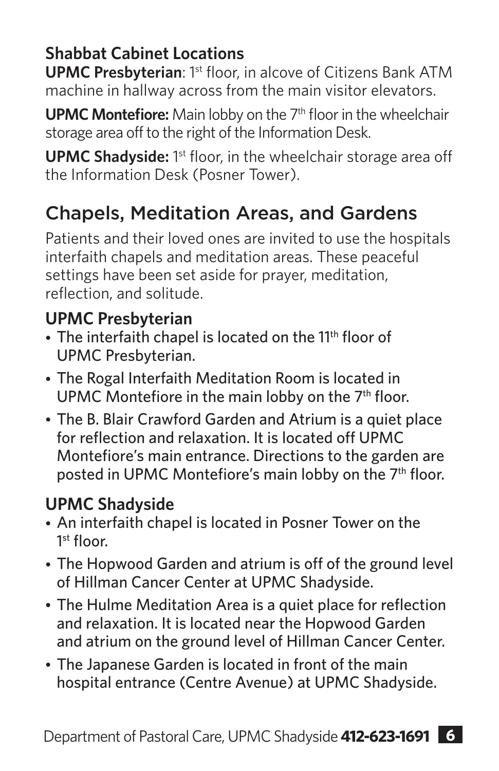### Shabbat Cabinet Locations

**UPMC Presbyterian**: 1st floor, in alcove of Citizens Bank ATM machine in hallway across from the main visitor elevators.

**UPMC Montefiore:** Main lobby on the 7th floor in the wheelchair storage area off to the right of the Information Desk.

**UPMC Shadyside:** 1st floor, in the wheelchair storage area off the Information Desk (Posner Tower).

## Chapels, Meditation Areas, and Gardens

Patients and their loved ones are invited to use the hospitals interfaith chapels and meditation areas. These peaceful settings have been set aside for prayer, meditation, reflection, and solitude.

### UPMC Presbyterian

- The interfaith chapel is located on the 11th floor of UPMC Presbyterian.
- The Rogal Interfaith Meditation Room is located in UPMC Montefiore in the main lobby on the 7th floor.
- The B. Blair Crawford Garden and Atrium is a quiet place for reflection and relaxation. It is located off UPMC Montefiore's main entrance. Directions to the garden are posted in UPMC Montefiore's main lobby on the 7th floor.

### UPMC Shadyside

- An interfaith chapel is located in Posner Tower on the 1st floor.
- The Hopwood Garden and atrium is off of the ground level of Hillman Cancer Center at UPMC Shadyside.
- The Hulme Meditation Area is a quiet place for reflection and relaxation. It is located near the Hopwood Garden and atrium on the ground level of Hillman Cancer Center.
- The Japanese Garden is located in front of the main hospital entrance (Centre Avenue) at UPMC Shadyside.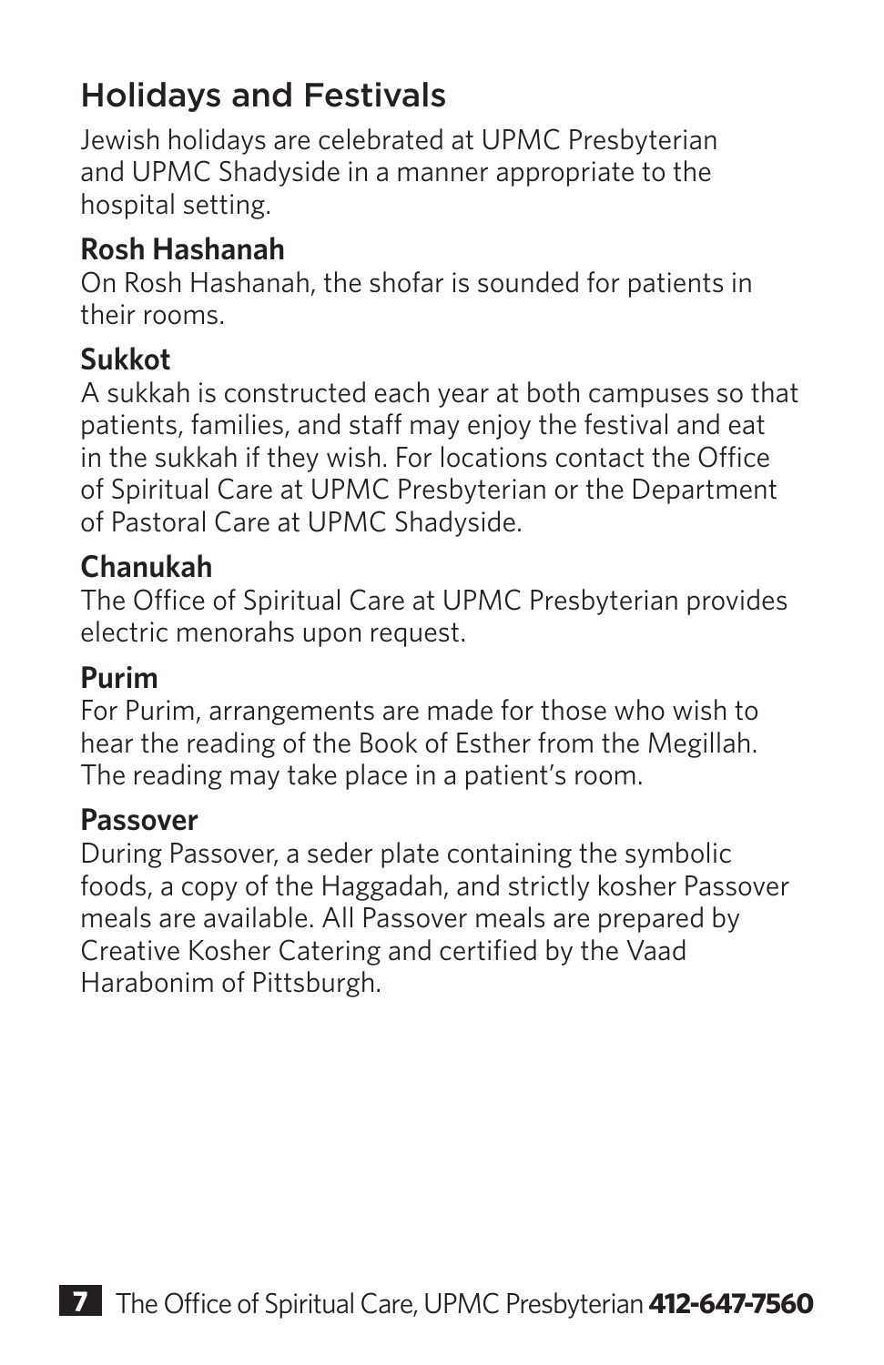## Holidays and Festivals

Jewish holidays are celebrated at UPMC Presbyterian and UPMC Shadyside in a manner appropriate to the hospital setting.

### Rosh Hashanah

On Rosh Hashanah, the shofar is sounded for patients in their rooms.

### Sukkot

A sukkah is constructed each year at both campuses so that patients, families, and staff may enjoy the festival and eat in the sukkah if they wish. For locations contact the Office of Spiritual Care at UPMC Presbyterian or the Department of Pastoral Care at UPMC Shadyside.

### Chanukah

The Office of Spiritual Care at UPMC Presbyterian provides electric menorahs upon request.

### Purim

For Purim, arrangements are made for those who wish to hear the reading of the Book of Esther from the Megillah. The reading may take place in a patient's room.

### Passover

During Passover, a seder plate containing the symbolic foods, a copy of the Haggadah, and strictly kosher Passover meals are available. All Passover meals are prepared by Creative Kosher Catering and certified by the Vaad Harabonim of Pittsburgh.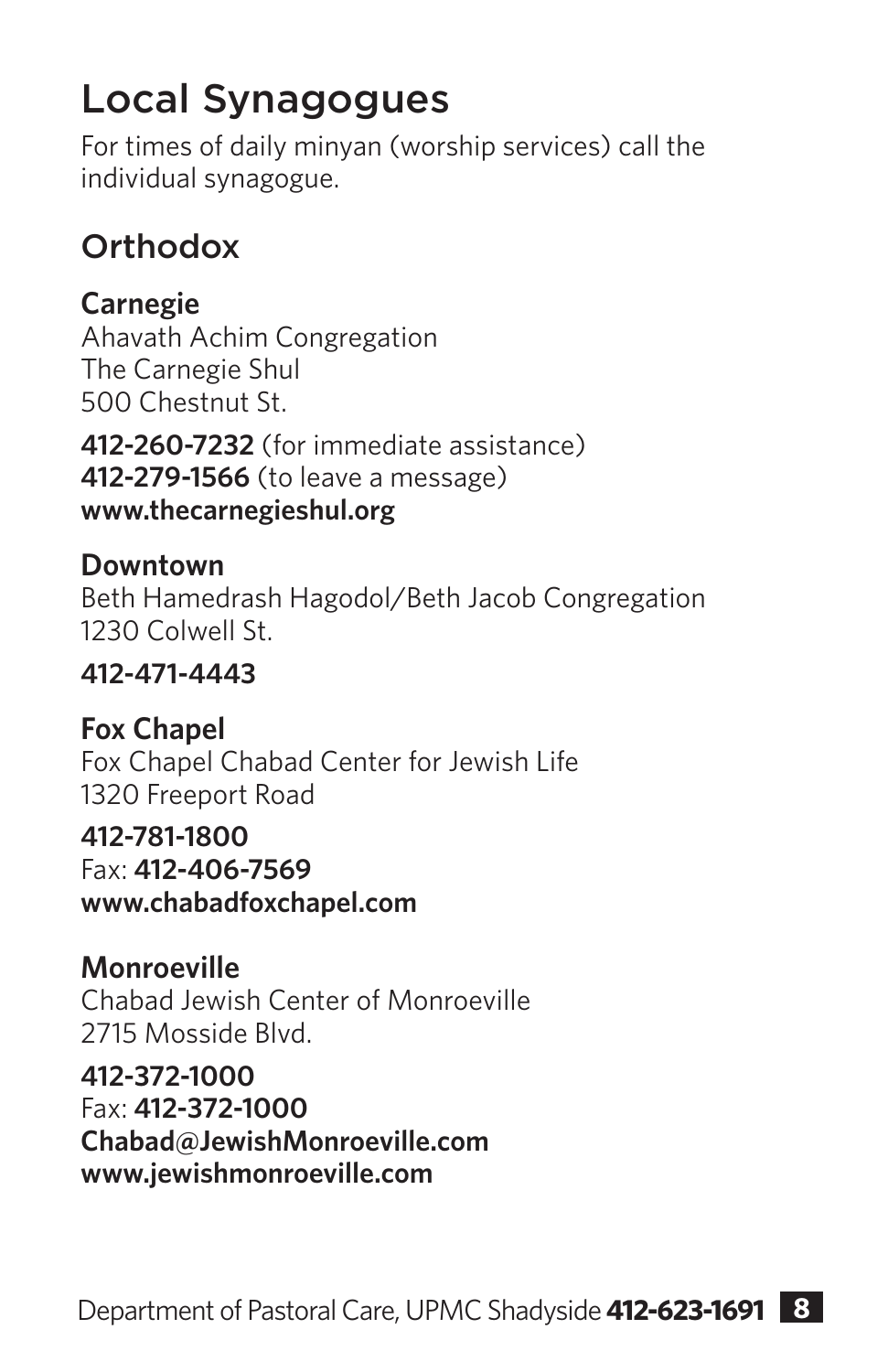# Local Synagogues

For times of daily minyan (worship services) call the individual synagogue.

## Orthodox

**Carnegie**
Ahavath Achim Congregation
The Carnegie Shul
500 Chestnut St.

**412-260-7232** (for immediate assistance)
**412-279-1566** (to leave a message)
**www.thecarnegieshul.org**

**Downtown**
Beth Hamedrash Hagodol/Beth Jacob Congregation
1230 Colwell St.

**412-471-4443**

**Fox Chapel**
Fox Chapel Chabad Center for Jewish Life
1320 Freeport Road

**412-781-1800**
Fax: **412-406-7569**
**www.chabadfoxchapel.com**

**Monroeville**
Chabad Jewish Center of Monroeville
2715 Mosside Blvd.

**412-372-1000**
Fax: **412-372-1000**
**Chabad@JewishMonroeville.com**
**www.jewishmonroeville.com**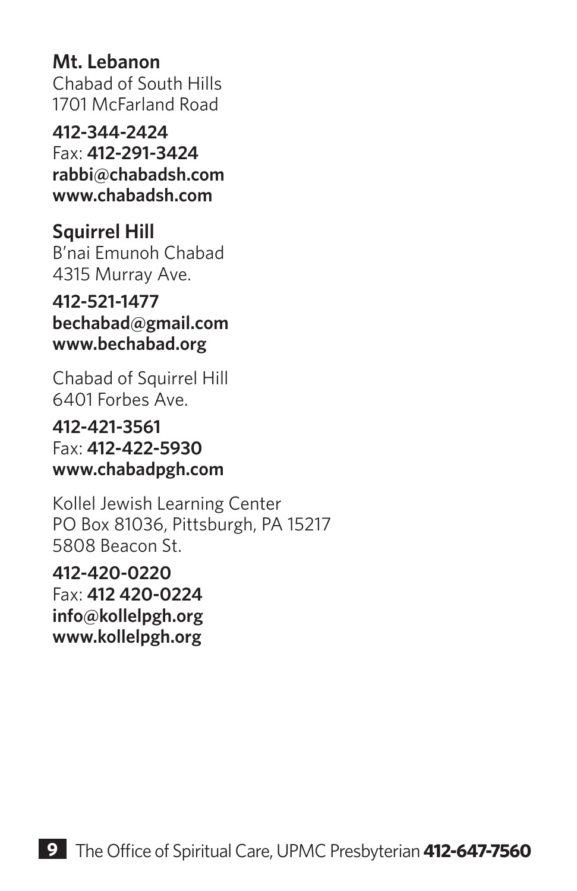**Mt. Lebanon**
Chabad of South Hills
1701 McFarland Road

**412-344-2424**
Fax: **412-291-3424**
**rabbi@chabadsh.com**
**www.chabadsh.com**

**Squirrel Hill**
B'nai Emunoh Chabad
4315 Murray Ave.

**412-521-1477**
**bechabad@gmail.com**
**www.bechabad.org**

Chabad of Squirrel Hill
6401 Forbes Ave.

**412-421-3561**
Fax: **412-422-5930**
**www.chabadpgh.com**

Kollel Jewish Learning Center
PO Box 81036, Pittsburgh, PA 15217
5808 Beacon St.

**412-420-0220**
Fax: **412 420-0224**
**info@kollelpgh.org**
**www.kollelpgh.org**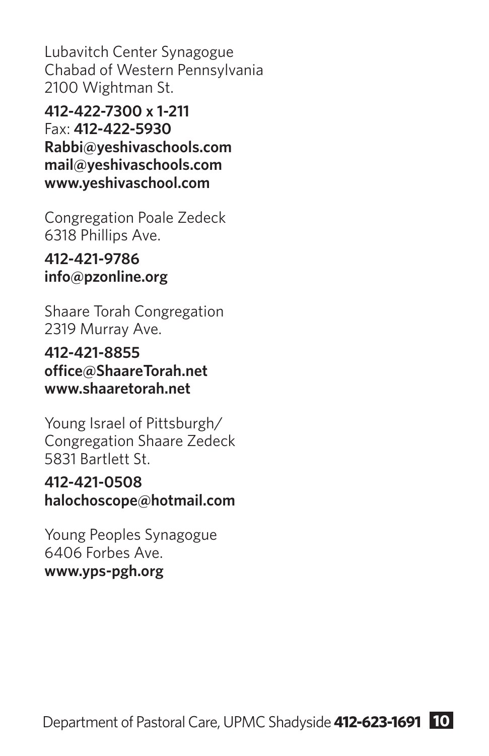Lubavitch Center Synagogue
Chabad of Western Pennsylvania
2100 Wightman St.

**412-422-7300 x 1-211**
Fax: **412-422-5930**
**Rabbi@yeshivaschools.com**
**mail@yeshivaschools.com**
**www.yeshivaschool.com**

Congregation Poale Zedeck
6318 Phillips Ave.

**412-421-9786**
**info@pzonline.org**

Shaare Torah Congregation
2319 Murray Ave.

**412-421-8855**
**office@ShaareTorah.net**
**www.shaaretorah.net**

Young Israel of Pittsburgh/
Congregation Shaare Zedeck
5831 Bartlett St.

**412-421-0508**
**halochoscope@hotmail.com**

Young Peoples Synagogue
6406 Forbes Ave.
**www.yps-pgh.org**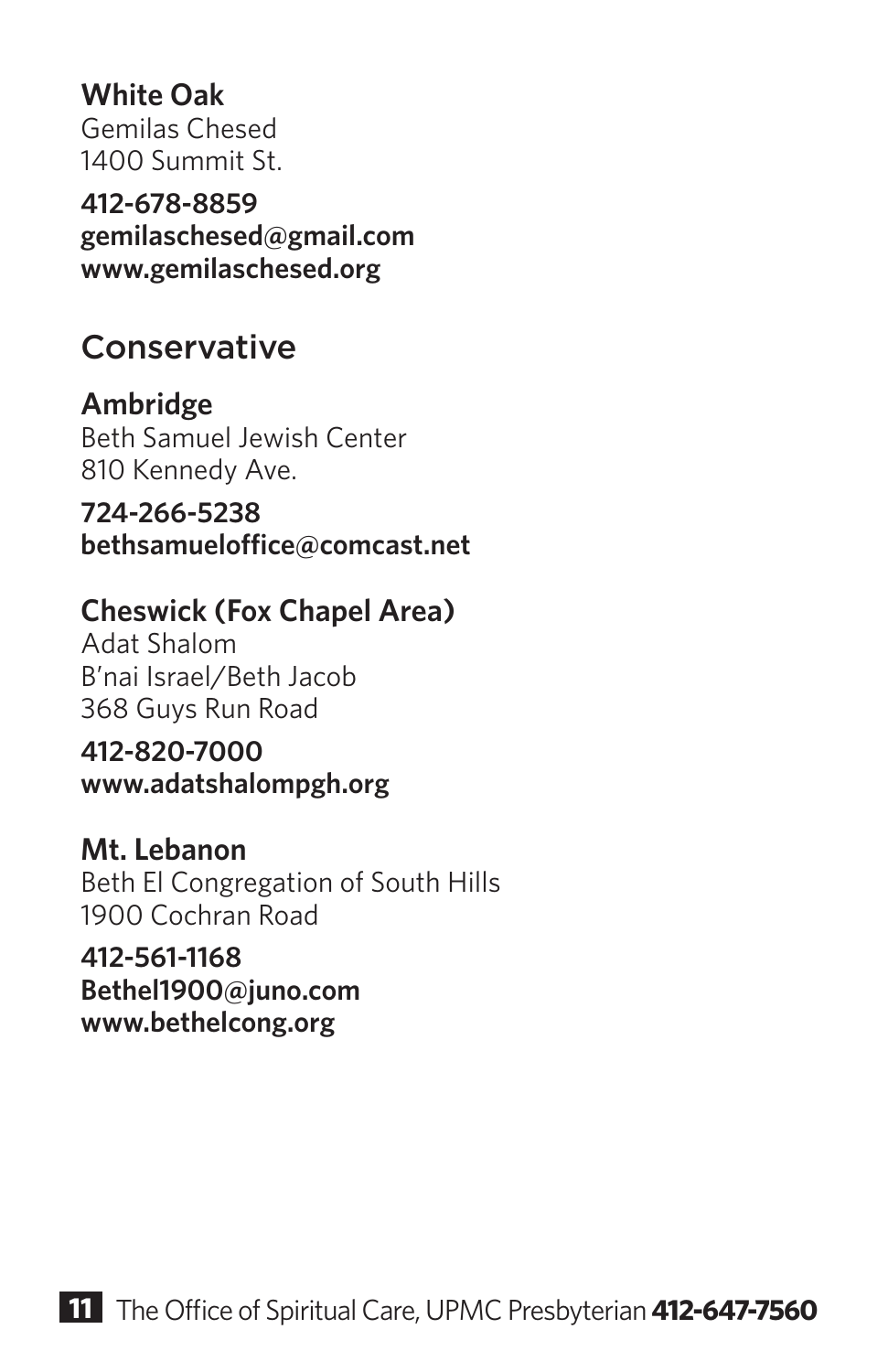**White Oak**
Gemilas Chesed
1400 Summit St.

**412-678-8859**
**gemilaschesed@gmail.com**
**www.gemilaschesed.org**

## Conservative

**Ambridge**
Beth Samuel Jewish Center
810 Kennedy Ave.

**724-266-5238**
**bethsamueloffice@comcast.net**

**Cheswick (Fox Chapel Area)**
Adat Shalom
B'nai Israel/Beth Jacob
368 Guys Run Road

**412-820-7000**
**www.adatshalompgh.org**

**Mt. Lebanon**
Beth El Congregation of South Hills
1900 Cochran Road

**412-561-1168**
**Bethel1900@juno.com**
**www.bethelcong.org**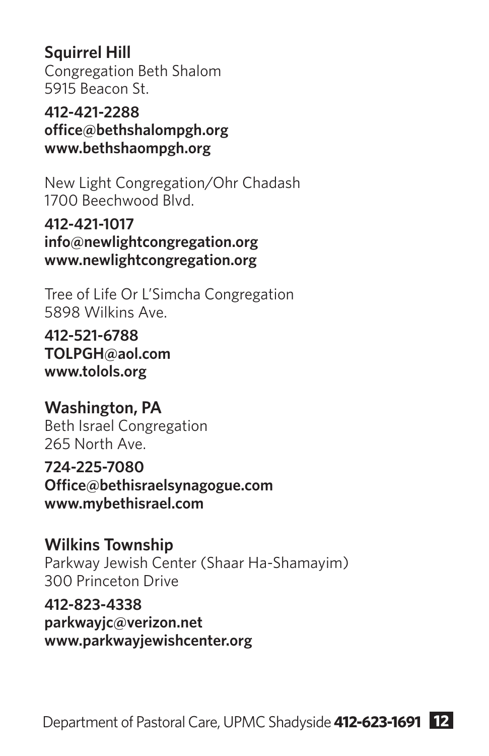**Squirrel Hill**
Congregation Beth Shalom
5915 Beacon St.

**412-421-2288**
**office@bethshalompgh.org**
**www.bethshaompgh.org**

New Light Congregation/Ohr Chadash
1700 Beechwood Blvd.

**412-421-1017**
**info@newlightcongregation.org**
**www.newlightcongregation.org**

Tree of Life Or L'Simcha Congregation
5898 Wilkins Ave.

**412-521-6788**
**TOLPGH@aol.com**
**www.tolols.org**

**Washington, PA**
Beth Israel Congregation
265 North Ave.

**724-225-7080**
**Office@bethisraelsynagogue.com**
**www.mybethisrael.com**

**Wilkins Township**
Parkway Jewish Center (Shaar Ha-Shamayim)
300 Princeton Drive

**412-823-4338**
**parkwayjc@verizon.net**
**www.parkwayjewishcenter.org**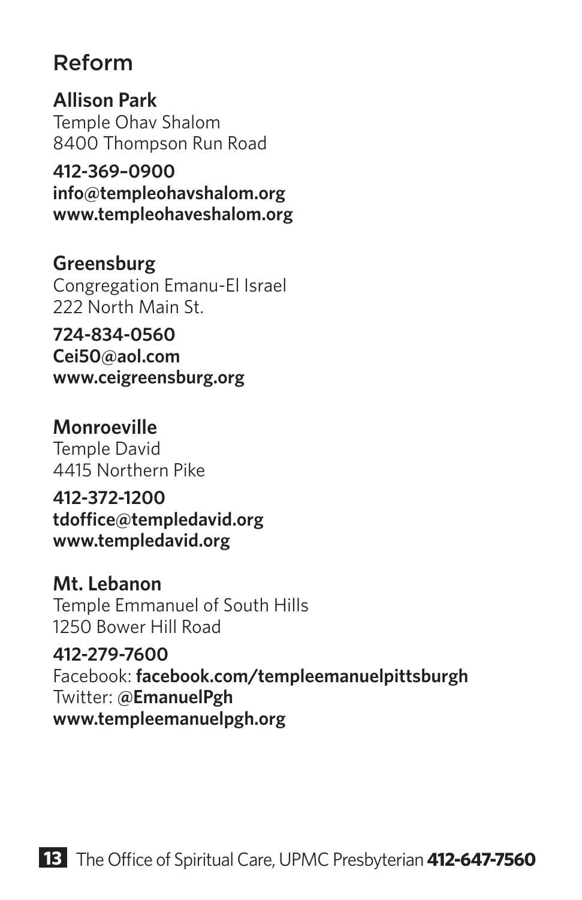## Reform

**Allison Park**
Temple Ohav Shalom
8400 Thompson Run Road

**412-369–0900**
**info@templeohavshalom.org**
**www.templeohaveshalom.org**

**Greensburg**
Congregation Emanu-El Israel
222 North Main St.

**724-834-0560**
**Cei50@aol.com**
**www.ceigreensburg.org**

**Monroeville**
Temple David
4415 Northern Pike

**412-372-1200**
**tdoffice@templedavid.org**
**www.templedavid.org**

**Mt. Lebanon**
Temple Emmanuel of South Hills
1250 Bower Hill Road

**412-279-7600**
Facebook: **facebook.com/templeemanuelpittsburgh**
Twitter: @**EmanuelPgh**
**www.templeemanuelpgh.org**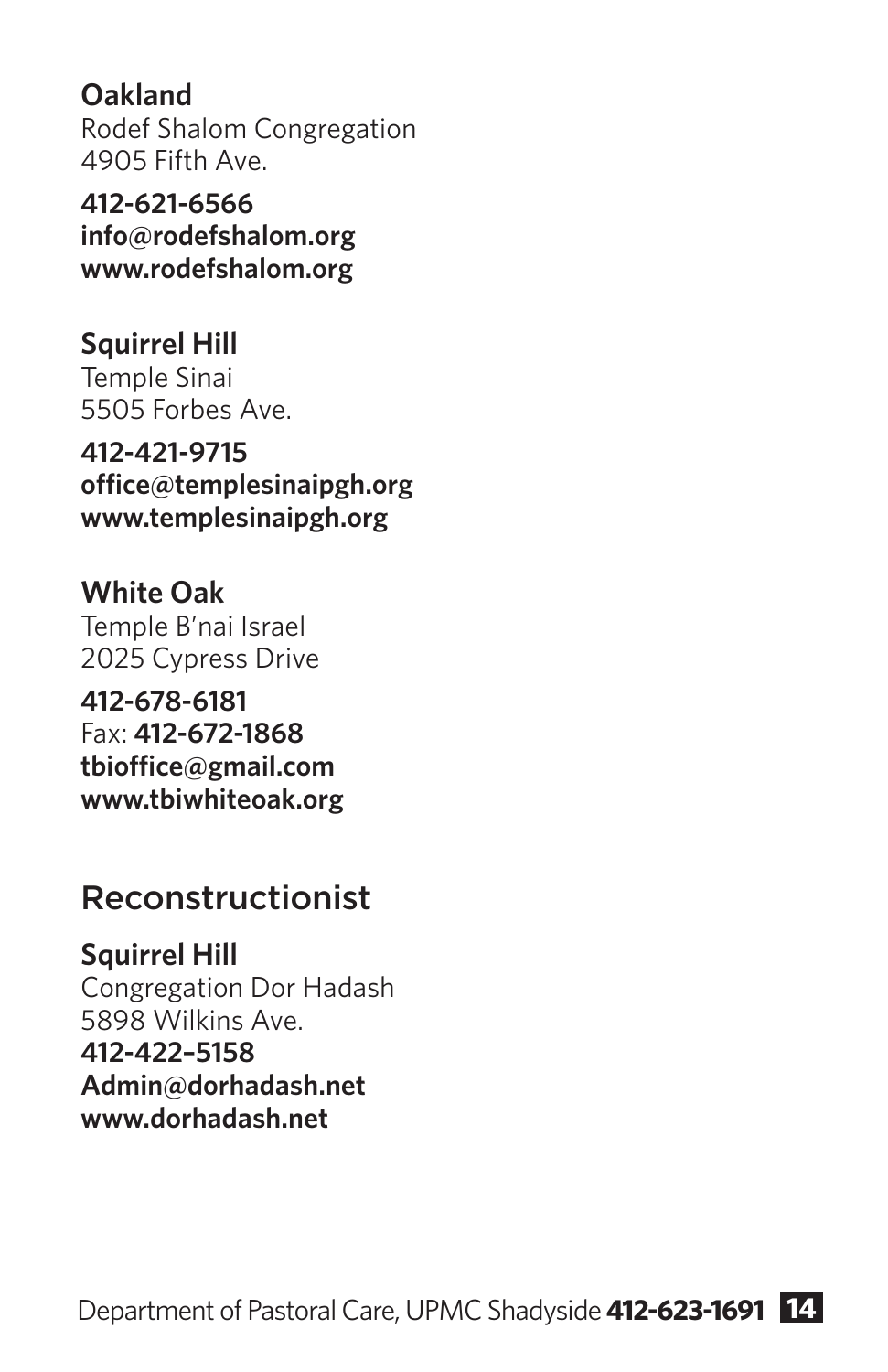**Oakland**
Rodef Shalom Congregation
4905 Fifth Ave.

**412-621-6566**
**info@rodefshalom.org**
**www.rodefshalom.org**

**Squirrel Hill**
Temple Sinai
5505 Forbes Ave.

**412-421-9715**
**office@templesinaipgh.org**
**www.templesinaipgh.org**

**White Oak**
Temple B'nai Israel
2025 Cypress Drive

**412-678-6181**
Fax: **412-672-1868**
**tbioffice@gmail.com**
**www.tbiwhiteoak.org**

## Reconstructionist

**Squirrel Hill**
Congregation Dor Hadash
5898 Wilkins Ave.
**412-422–5158**
**Admin@dorhadash.net**
**www.dorhadash.net**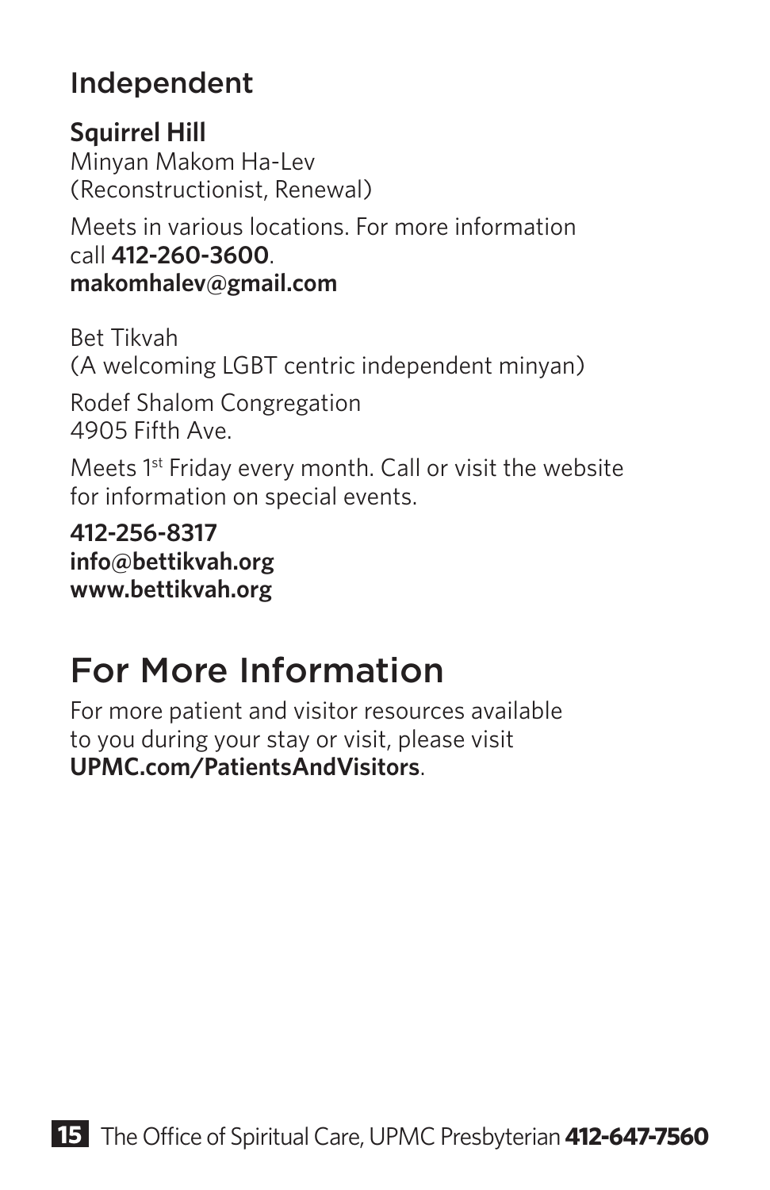## Independent

**Squirrel Hill**
Minyan Makom Ha-Lev
(Reconstructionist, Renewal)

Meets in various locations. For more information call **412-260-3600**.
**makomhalev@gmail.com**

Bet Tikvah
(A welcoming LGBT centric independent minyan)

Rodef Shalom Congregation
4905 Fifth Ave.

Meets 1st Friday every month. Call or visit the website for information on special events.

**412-256-8317**
**info@bettikvah.org**
**www.bettikvah.org**

# For More Information

For more patient and visitor resources available to you during your stay or visit, please visit **UPMC.com/PatientsAndVisitors**.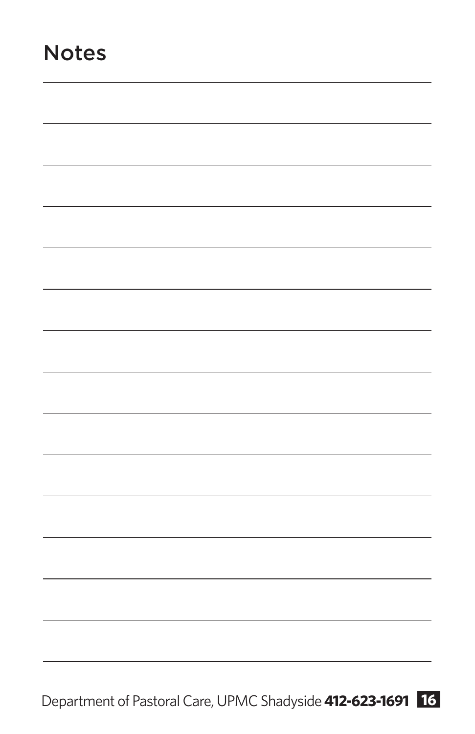# Notes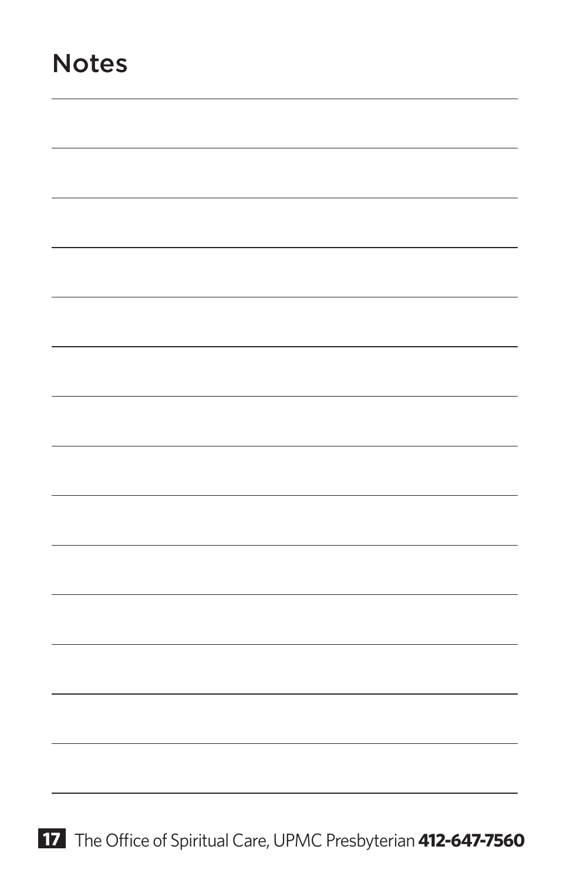# Notes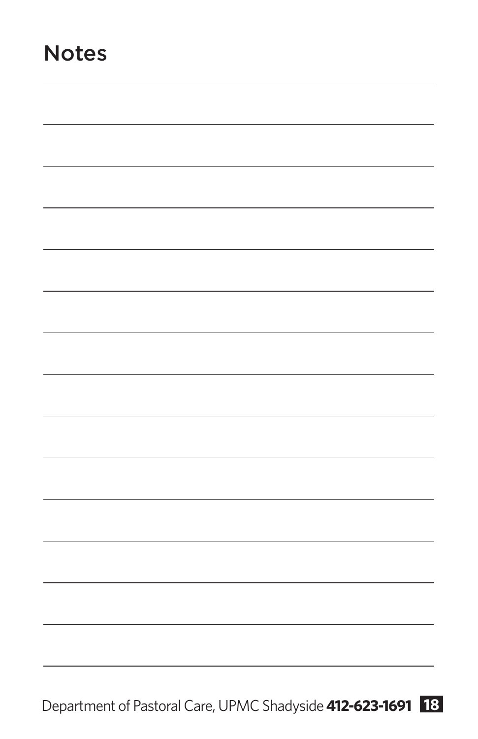# Notes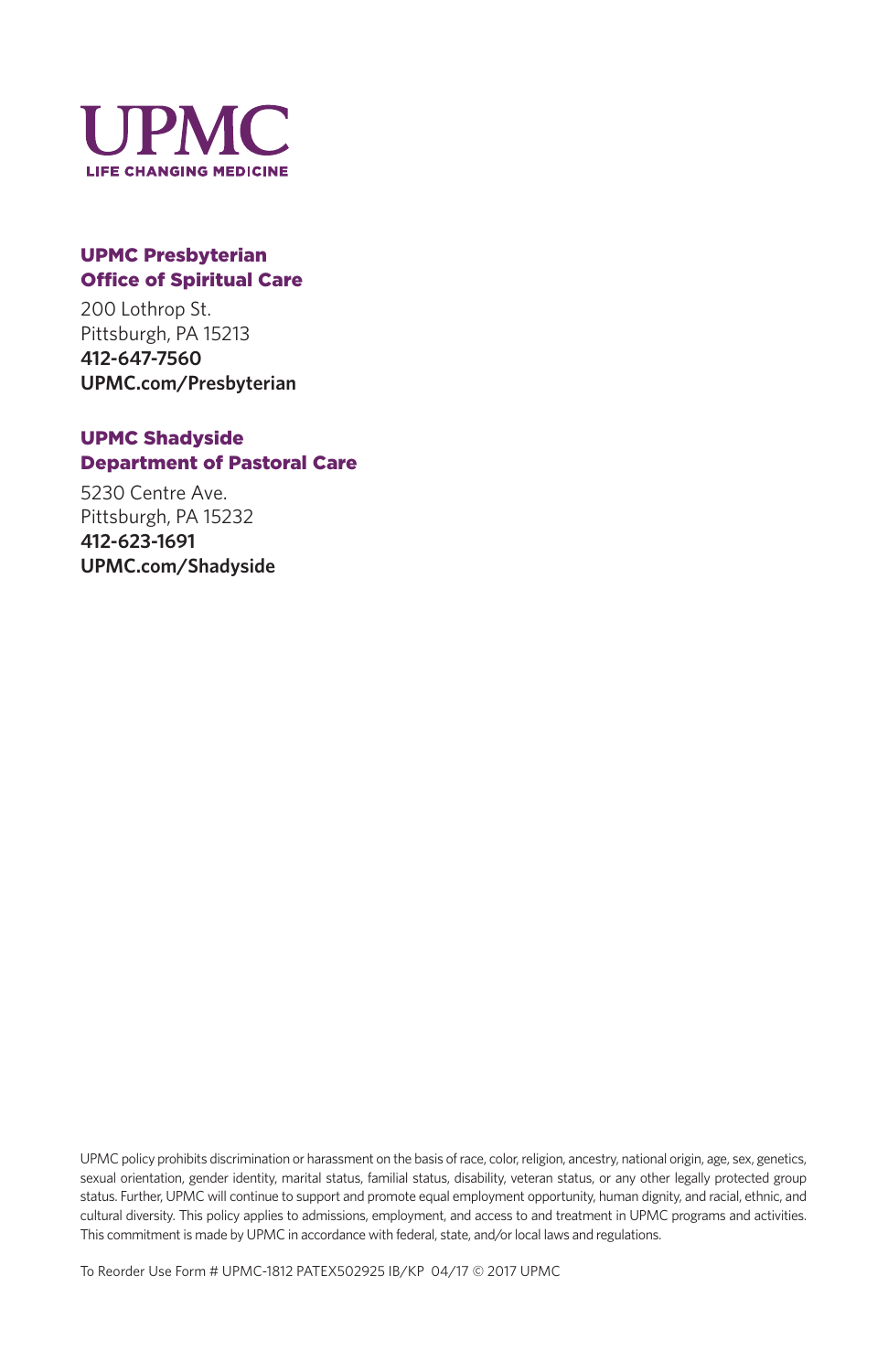UPMC

LIFE CHANGING MEDICINE

**UPMC Presbyterian**
**Office of Spiritual Care**

200 Lothrop St.
Pittsburgh, PA 15213
**412-647-7560**
**UPMC.com/Presbyterian**

**UPMC Shadyside**
**Department of Pastoral Care**

5230 Centre Ave.
Pittsburgh, PA 15232
**412-623-1691**
**UPMC.com/Shadyside**

UPMC policy prohibits discrimination or harassment on the basis of race, color, religion, ancestry, national origin, age, sex, genetics, sexual orientation, gender identity, marital status, familial status, disability, veteran status, or any other legally protected group status. Further, UPMC will continue to support and promote equal employment opportunity, human dignity, and racial, ethnic, and cultural diversity. This policy applies to admissions, employment, and access to and treatment in UPMC programs and activities. This commitment is made by UPMC in accordance with federal, state, and/or local laws and regulations.

To Reorder Use Form # UPMC-1812 PATEX502925 IB/KP 04/17 © 2017 UPMC